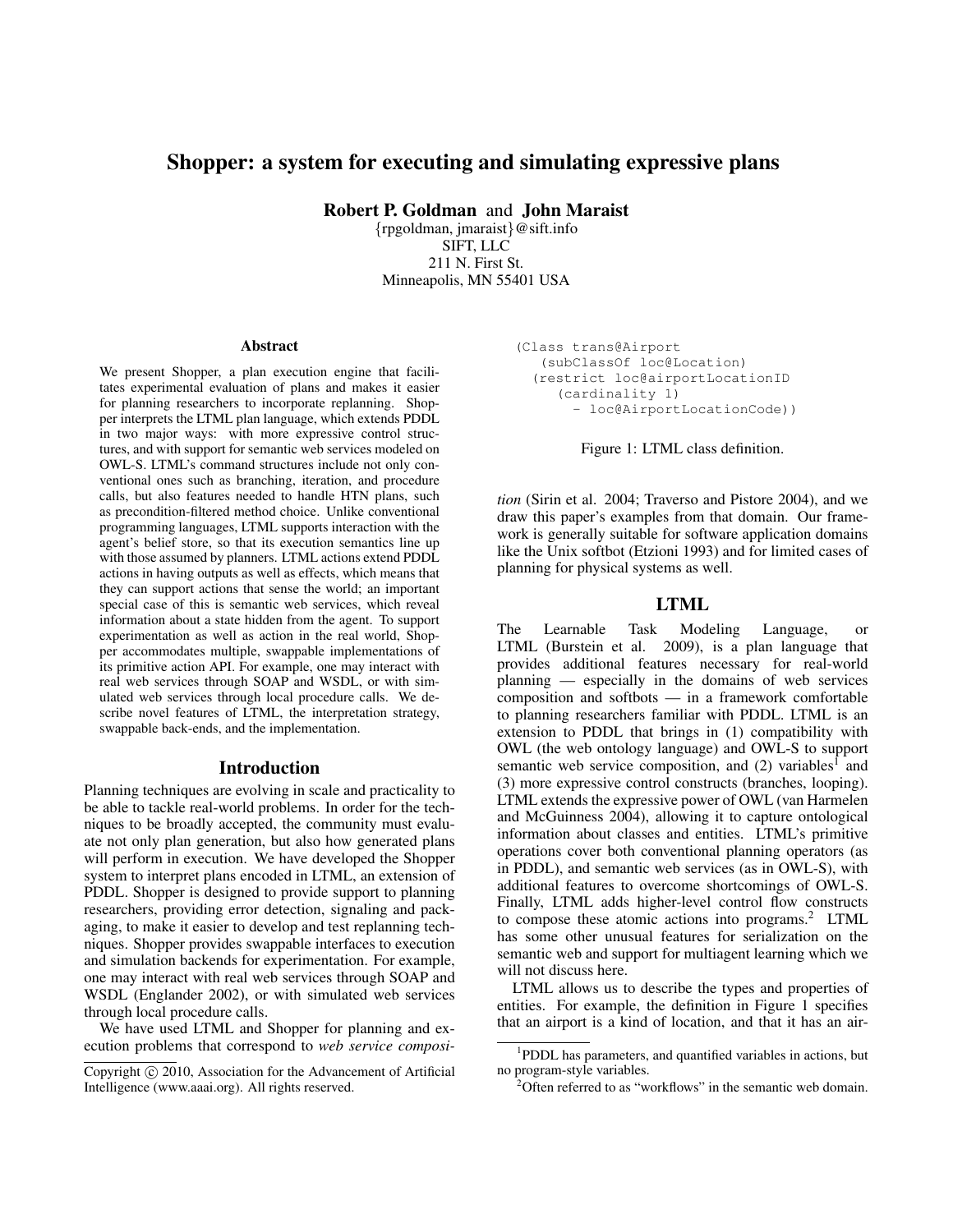# Shopper: a system for executing and simulating expressive plans

**Robert P. Goldman** and **John Maraist**
{rpgoldman, jmaraist}@sift.info
SIFT, LLC
211 N. First St.
Minneapolis, MN 55401 USA

## Abstract

We present Shopper, a plan execution engine that facilitates experimental evaluation of plans and makes it easier for planning researchers to incorporate replanning. Shopper interprets the LTML plan language, which extends PDDL in two major ways: with more expressive control structures, and with support for semantic web services modeled on OWL-S. LTML's command structures include not only conventional ones such as branching, iteration, and procedure calls, but also features needed to handle HTN plans, such as precondition-filtered method choice. Unlike conventional programming languages, LTML supports interaction with the agent's belief store, so that its execution semantics line up with those assumed by planners. LTML actions extend PDDL actions in having outputs as well as effects, which means that they can support actions that sense the world; an important special case of this is semantic web services, which reveal information about a state hidden from the agent. To support experimentation as well as action in the real world, Shopper accommodates multiple, swappable implementations of its primitive action API. For example, one may interact with real web services through SOAP and WSDL, or with simulated web services through local procedure calls. We describe novel features of LTML, the interpretation strategy, swappable back-ends, and the implementation.

## Introduction

Planning techniques are evolving in scale and practicality to be able to tackle real-world problems. In order for the techniques to be broadly accepted, the community must evaluate not only plan generation, but also how generated plans will perform in execution. We have developed the Shopper system to interpret plans encoded in LTML, an extension of PDDL. Shopper is designed to provide support to planning researchers, providing error detection, signaling and packaging, to make it easier to develop and test replanning techniques. Shopper provides swappable interfaces to execution and simulation backends for experimentation. For example, one may interact with real web services through SOAP and WSDL (Englander 2002), or with simulated web services through local procedure calls.

We have used LTML and Shopper for planning and execution problems that correspond to *web service composition* (Sirin et al. 2004; Traverso and Pistore 2004), and we draw this paper's examples from that domain. Our framework is generally suitable for software application domains like the Unix softbot (Etzioni 1993) and for limited cases of planning for physical systems as well.

```
(Class trans@Airport
   (subClassOf loc@Location)
  (restrict loc@airportLocationID
     (cardinality 1)
       - loc@AirportLocationCode))
```

Figure 1: LTML class definition.

## LTML

The Learnable Task Modeling Language, or LTML (Burstein et al. 2009), is a plan language that provides additional features necessary for real-world planning — especially in the domains of web services composition and softbots — in a framework comfortable to planning researchers familiar with PDDL. LTML is an extension to PDDL that brings in (1) compatibility with OWL (the web ontology language) and OWL-S to support semantic web service composition, and (2) variables[1] and (3) more expressive control constructs (branches, looping). LTML extends the expressive power of OWL (van Harmelen and McGuinness 2004), allowing it to capture ontological information about classes and entities. LTML's primitive operations cover both conventional planning operators (as in PDDL), and semantic web services (as in OWL-S), with additional features to overcome shortcomings of OWL-S. Finally, LTML adds higher-level control flow constructs to compose these atomic actions into programs.[2] LTML has some other unusual features for serialization on the semantic web and support for multiagent learning which we will not discuss here.

LTML allows us to describe the types and properties of entities. For example, the definition in Figure 1 specifies that an airport is a kind of location, and that it has an air-

[1] PDDL has parameters, and quantified variables in actions, but no program-style variables.

[2] Often referred to as "workflows" in the semantic web domain.

Copyright © 2010, Association for the Advancement of Artificial Intelligence (www.aaai.org). All rights reserved.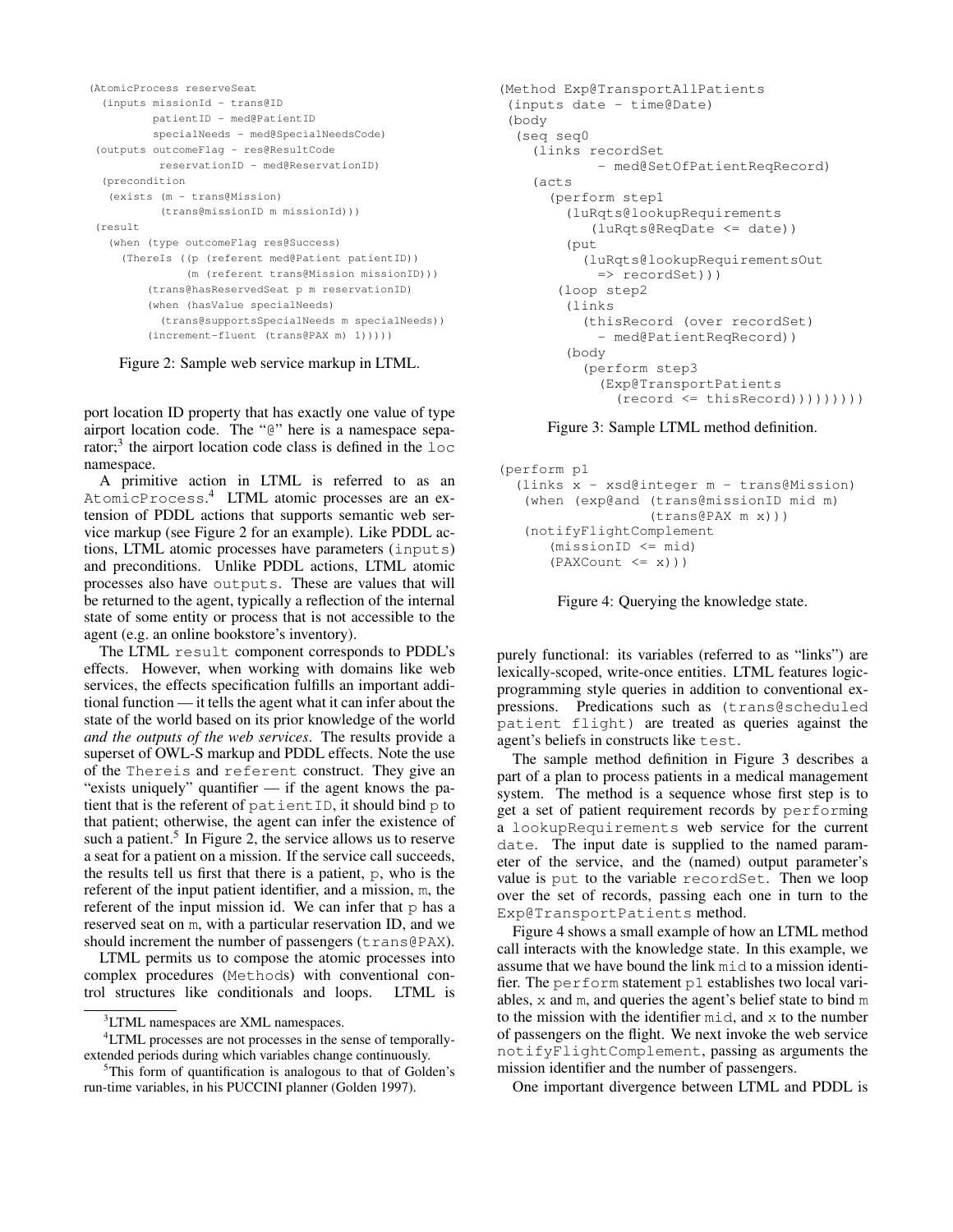```
(AtomicProcess reserveSeat
  (inputs missionId - trans@ID
          patientID - med@PatientID
          specialNeeds - med@SpecialNeedsCode)
 (outputs outcomeFlag - res@ResultCode
          reservationID - med@ReservationID)
  (precondition
   (exists (m - trans@Mission)
           (trans@missionID m missionId)))
 (result
   (when (type outcomeFlag res@Success)
     (ThereIs ((p (referent med@Patient patientID))
               (m (referent trans@Mission missionID)))
         (trans@hasReservedSeat p m reservationID)
         (when (hasValue specialNeeds)
           (trans@supportsSpecialNeeds m specialNeeds))
         (increment-fluent (trans@PAX m) 1)))))
```

Figure 2: Sample web service markup in LTML.

port location ID property that has exactly one value of type airport location code. The "@" here is a namespace separator;[3] the airport location code class is defined in the `loc` namespace.

A primitive action in LTML is referred to as an `AtomicProcess`.[4] LTML atomic processes are an extension of PDDL actions that supports semantic web service markup (see Figure 2 for an example). Like PDDL actions, LTML atomic processes have parameters (`inputs`) and preconditions. Unlike PDDL actions, LTML atomic processes also have `outputs`. These are values that will be returned to the agent, typically a reflection of the internal state of some entity or process that is not accessible to the agent (e.g. an online bookstore's inventory).

The LTML `result` component corresponds to PDDL's effects. However, when working with domains like web services, the effects specification fulfills an important additional function — it tells the agent what it can infer about the state of the world based on its prior knowledge of the world *and the outputs of the web services*. The results provide a superset of OWL-S markup and PDDL effects. Note the use of the `Thereis` and `referent` construct. They give an "exists uniquely" quantifier — if the agent knows the patient that is the referent of `patientID`, it should bind `p` to that patient; otherwise, the agent can infer the existence of such a patient.[5] In Figure 2, the service allows us to reserve a seat for a patient on a mission. If the service call succeeds, the results tell us first that there is a patient, `p`, who is the referent of the input patient identifier, and a mission, `m`, the referent of the input mission id. We can infer that `p` has a reserved seat on `m`, with a particular reservation ID, and we should increment the number of passengers (`trans@PAX`).

LTML permits us to compose the atomic processes into complex procedures (`Methods`) with conventional control structures like conditionals and loops. LTML is purely functional: its variables (referred to as "links") are lexically-scoped, write-once entities. LTML features logic-programming style queries in addition to conventional expressions. Predications such as `(trans@scheduled patient flight)` are treated as queries against the agent's beliefs in constructs like `test`.

[3] LTML namespaces are XML namespaces.

[4] LTML processes are not processes in the sense of temporally-extended periods during which variables change continuously.

[5] This form of quantification is analogous to that of Golden's run-time variables, in his PUCCINI planner (Golden 1997).

```
(Method Exp@TransportAllPatients
 (inputs date - time@Date)
 (body
  (seq seq0
    (links recordSet
           - med@SetOfPatientReqRecord)
    (acts
      (perform step1
        (luRqts@lookupRequirements
          (luRqts@ReqDate <= date))
        (put
          (luRqts@lookupRequirementsOut
            => recordSet)))
       (loop step2
        (links
          (thisRecord (over recordSet)
            - med@PatientReqRecord))
        (body
          (perform step3
            (Exp@TransportPatients
              (record <= thisRecord)))))))))
```

Figure 3: Sample LTML method definition.

```
(perform p1
  (links x - xsd@integer m - trans@Mission)
   (when (exp@and (trans@missionID mid m)
                  (trans@PAX m x)))
   (notifyFlightComplement
      (missionID <= mid)
      (PAXCount <= x)))
```

Figure 4: Querying the knowledge state.

The sample method definition in Figure 3 describes a part of a plan to process patients in a medical management system. The method is a sequence whose first step is to get a set of patient requirement records by `perform`ing a `lookupRequirements` web service for the current `date`. The input date is supplied to the named parameter of the service, and the (named) output parameter's value is `put` to the variable `recordSet`. Then we loop over the set of records, passing each one in turn to the `Exp@TransportPatients` method.

Figure 4 shows a small example of how an LTML method call interacts with the knowledge state. In this example, we assume that we have bound the link `mid` to a mission identifier. The `perform` statement `p1` establishes two local variables, `x` and `m`, and queries the agent's belief state to bind `m` to the mission with the identifier `mid`, and `x` to the number of passengers on the flight. We next invoke the web service `notifyFlightComplement`, passing as arguments the mission identifier and the number of passengers.

One important divergence between LTML and PDDL is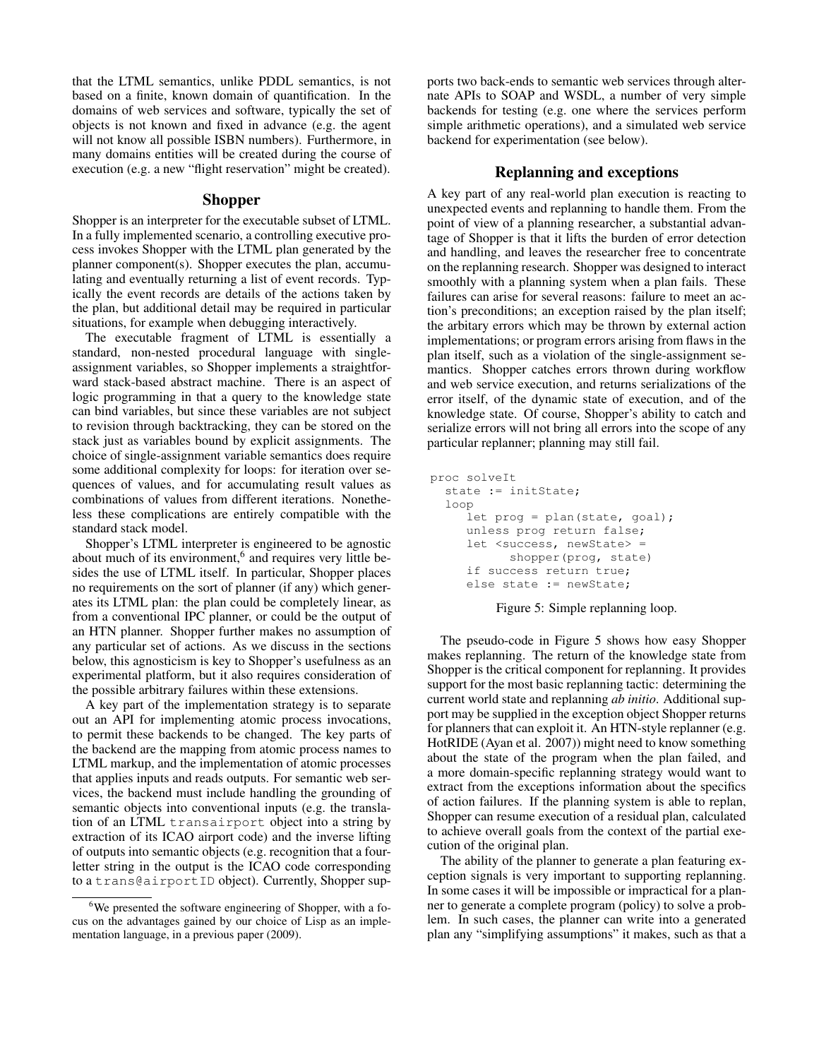that the LTML semantics, unlike PDDL semantics, is not based on a finite, known domain of quantification. In the domains of web services and software, typically the set of objects is not known and fixed in advance (e.g. the agent will not know all possible ISBN numbers). Furthermore, in many domains entities will be created during the course of execution (e.g. a new "flight reservation" might be created).

## Shopper

Shopper is an interpreter for the executable subset of LTML. In a fully implemented scenario, a controlling executive process invokes Shopper with the LTML plan generated by the planner component(s). Shopper executes the plan, accumulating and eventually returning a list of event records. Typically the event records are details of the actions taken by the plan, but additional detail may be required in particular situations, for example when debugging interactively.

The executable fragment of LTML is essentially a standard, non-nested procedural language with single-assignment variables, so Shopper implements a straightforward stack-based abstract machine. There is an aspect of logic programming in that a query to the knowledge state can bind variables, but since these variables are not subject to revision through backtracking, they can be stored on the stack just as variables bound by explicit assignments. The choice of single-assignment variable semantics does require some additional complexity for loops: for iteration over sequences of values, and for accumulating result values as combinations of values from different iterations. Nonetheless these complications are entirely compatible with the standard stack model.

Shopper's LTML interpreter is engineered to be agnostic about much of its environment,[6] and requires very little besides the use of LTML itself. In particular, Shopper places no requirements on the sort of planner (if any) which generates its LTML plan: the plan could be completely linear, as from a conventional IPC planner, or could be the output of an HTN planner. Shopper further makes no assumption of any particular set of actions. As we discuss in the sections below, this agnosticism is key to Shopper's usefulness as an experimental platform, but it also requires consideration of the possible arbitrary failures within these extensions.

A key part of the implementation strategy is to separate out an API for implementing atomic process invocations, to permit these backends to be changed. The key parts of the backend are the mapping from atomic process names to LTML markup, and the implementation of atomic processes that applies inputs and reads outputs. For semantic web services, the backend must include handling the grounding of semantic objects into conventional inputs (e.g. the translation of an LTML `transairport` object into a string by extraction of its ICAO airport code) and the inverse lifting of outputs into semantic objects (e.g. recognition that a four-letter string in the output is the ICAO code corresponding to a `trans@airportID` object). Currently, Shopper supports two back-ends to semantic web services through alternate APIs to SOAP and WSDL, a number of very simple backends for testing (e.g. one where the services perform simple arithmetic operations), and a simulated web service backend for experimentation (see below).

[6] We presented the software engineering of Shopper, with a focus on the advantages gained by our choice of Lisp as an implementation language, in a previous paper (2009).

## Replanning and exceptions

A key part of any real-world plan execution is reacting to unexpected events and replanning to handle them. From the point of view of a planning researcher, a substantial advantage of Shopper is that it lifts the burden of error detection and handling, and leaves the researcher free to concentrate on the replanning research. Shopper was designed to interact smoothly with a planning system when a plan fails. These failures can arise for several reasons: failure to meet an action's preconditions; an exception raised by the plan itself; the arbitary errors which may be thrown by external action implementations; or program errors arising from flaws in the plan itself, such as a violation of the single-assignment semantics. Shopper catches errors thrown during workflow and web service execution, and returns serializations of the error itself, of the dynamic state of execution, and of the knowledge state. Of course, Shopper's ability to catch and serialize errors will not bring all errors into the scope of any particular replanner; planning may still fail.

```
proc solveIt
  state := initState;
  loop
     let prog = plan(state, goal);
     unless prog return false;
     let <success, newState> =
           shopper(prog, state)
     if success return true;
     else state := newState;
```

Figure 5: Simple replanning loop.

The pseudo-code in Figure 5 shows how easy Shopper makes replanning. The return of the knowledge state from Shopper is the critical component for replanning. It provides support for the most basic replanning tactic: determining the current world state and replanning *ab initio*. Additional support may be supplied in the exception object Shopper returns for planners that can exploit it. An HTN-style replanner (e.g. HotRIDE (Ayan et al. 2007)) might need to know something about the state of the program when the plan failed, and a more domain-specific replanning strategy would want to extract from the exceptions information about the specifics of action failures. If the planning system is able to replan, Shopper can resume execution of a residual plan, calculated to achieve overall goals from the context of the partial execution of the original plan.

The ability of the planner to generate a plan featuring exception signals is very important to supporting replanning. In some cases it will be impossible or impractical for a planner to generate a complete program (policy) to solve a problem. In such cases, the planner can write into a generated plan any "simplifying assumptions" it makes, such as that a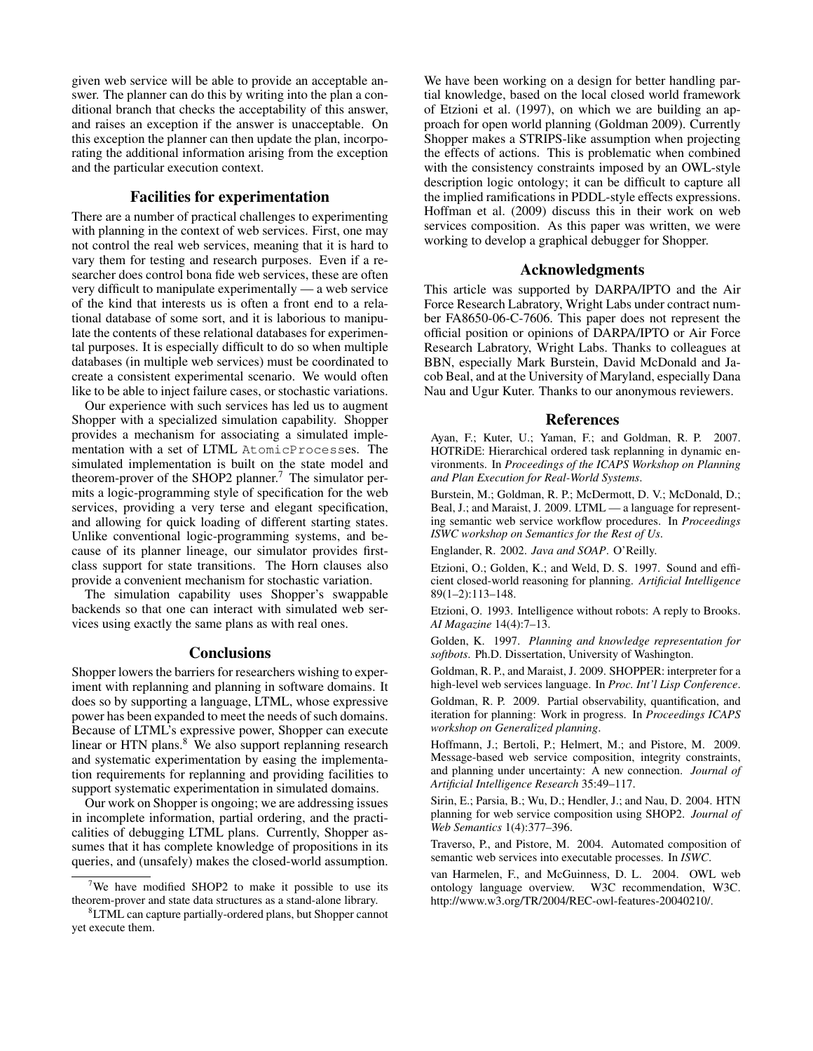given web service will be able to provide an acceptable answer. The planner can do this by writing into the plan a conditional branch that checks the acceptability of this answer, and raises an exception if the answer is unacceptable. On this exception the planner can then update the plan, incorporating the additional information arising from the exception and the particular execution context.

## Facilities for experimentation

There are a number of practical challenges to experimenting with planning in the context of web services. First, one may not control the real web services, meaning that it is hard to vary them for testing and research purposes. Even if a researcher does control bona fide web services, these are often very difficult to manipulate experimentally — a web service of the kind that interests us is often a front end to a relational database of some sort, and it is laborious to manipulate the contents of these relational databases for experimental purposes. It is especially difficult to do so when multiple databases (in multiple web services) must be coordinated to create a consistent experimental scenario. We would often like to be able to inject failure cases, or stochastic variations.

Our experience with such services has led us to augment Shopper with a specialized simulation capability. Shopper provides a mechanism for associating a simulated implementation with a set of LTML `AtomicProcess`es. The simulated implementation is built on the state model and theorem-prover of the SHOP2 planner.[7] The simulator permits a logic-programming style of specification for the web services, providing a very terse and elegant specification, and allowing for quick loading of different starting states. Unlike conventional logic-programming systems, and because of its planner lineage, our simulator provides first-class support for state transitions. The Horn clauses also provide a convenient mechanism for stochastic variation.

The simulation capability uses Shopper's swappable backends so that one can interact with simulated web services using exactly the same plans as with real ones.

## Conclusions

Shopper lowers the barriers for researchers wishing to experiment with replanning and planning in software domains. It does so by supporting a language, LTML, whose expressive power has been expanded to meet the needs of such domains. Because of LTML's expressive power, Shopper can execute linear or HTN plans.[8] We also support replanning research and systematic experimentation by easing the implementation requirements for replanning and providing facilities to support systematic experimentation in simulated domains.

Our work on Shopper is ongoing; we are addressing issues in incomplete information, partial ordering, and the practicalities of debugging LTML plans. Currently, Shopper assumes that it has complete knowledge of propositions in its queries, and (unsafely) makes the closed-world assumption. We have been working on a design for better handling partial knowledge, based on the local closed world framework of Etzioni et al. (1997), on which we are building an approach for open world planning (Goldman 2009). Currently Shopper makes a STRIPS-like assumption when projecting the effects of actions. This is problematic when combined with the consistency constraints imposed by an OWL-style description logic ontology; it can be difficult to capture all the implied ramifications in PDDL-style effects expressions. Hoffman et al. (2009) discuss this in their work on web services composition. As this paper was written, we were working to develop a graphical debugger for Shopper.

[7] We have modified SHOP2 to make it possible to use its theorem-prover and state data structures as a stand-alone library.

[8] LTML can capture partially-ordered plans, but Shopper cannot yet execute them.

## Acknowledgments

This article was supported by DARPA/IPTO and the Air Force Research Labratory, Wright Labs under contract number FA8650-06-C-7606. This paper does not represent the official position or opinions of DARPA/IPTO or Air Force Research Labratory, Wright Labs. Thanks to colleagues at BBN, especially Mark Burstein, David McDonald and Jacob Beal, and at the University of Maryland, especially Dana Nau and Ugur Kuter. Thanks to our anonymous reviewers.

## References

Ayan, F.; Kuter, U.; Yaman, F.; and Goldman, R. P. 2007. HOTRiDE: Hierarchical ordered task replanning in dynamic environments. In *Proceedings of the ICAPS Workshop on Planning and Plan Execution for Real-World Systems*.

Burstein, M.; Goldman, R. P.; McDermott, D. V.; McDonald, D.; Beal, J.; and Maraist, J. 2009. LTML — a language for representing semantic web service workflow procedures. In *Proceedings ISWC workshop on Semantics for the Rest of Us*.

Englander, R. 2002. *Java and SOAP*. O'Reilly.

Etzioni, O.; Golden, K.; and Weld, D. S. 1997. Sound and efficient closed-world reasoning for planning. *Artificial Intelligence* 89(1–2):113–148.

Etzioni, O. 1993. Intelligence without robots: A reply to Brooks. *AI Magazine* 14(4):7–13.

Golden, K. 1997. *Planning and knowledge representation for softbots*. Ph.D. Dissertation, University of Washington.

Goldman, R. P., and Maraist, J. 2009. SHOPPER: interpreter for a high-level web services language. In *Proc. Int'l Lisp Conference*.

Goldman, R. P. 2009. Partial observability, quantification, and iteration for planning: Work in progress. In *Proceedings ICAPS workshop on Generalized planning*.

Hoffmann, J.; Bertoli, P.; Helmert, M.; and Pistore, M. 2009. Message-based web service composition, integrity constraints, and planning under uncertainty: A new connection. *Journal of Artificial Intelligence Research* 35:49–117.

Sirin, E.; Parsia, B.; Wu, D.; Hendler, J.; and Nau, D. 2004. HTN planning for web service composition using SHOP2. *Journal of Web Semantics* 1(4):377–396.

Traverso, P., and Pistore, M. 2004. Automated composition of semantic web services into executable processes. In *ISWC*.

van Harmelen, F., and McGuinness, D. L. 2004. OWL web ontology language overview. W3C recommendation, W3C. http://www.w3.org/TR/2004/REC-owl-features-20040210/.